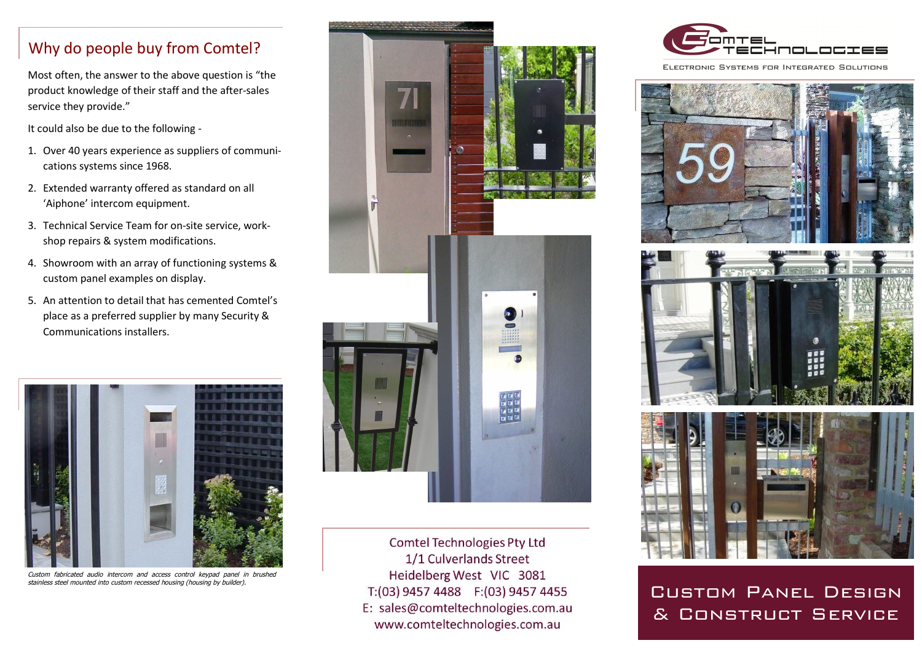## Why do people buy from Comtel?

Most often, the answer to the above question is "the product knowledge of their staff and the after-sales service they provide."

It could also be due to the following -

1. Over 40 years experience as suppliers of communications systems since 1968.
2. Extended warranty offered as standard on all 'Aiphone' intercom equipment.
3. Technical Service Team for on-site service, workshop repairs & system modifications.
4. Showroom with an array of functioning systems & custom panel examples on display.
5. An attention to detail that has cemented Comtel's place as a preferred supplier by many Security & Communications installers.

*Custom fabricated audio intercom and access control keypad panel in brushed stainless steel mounted into custom recessed housing (housing by builder).*

Comtel Technologies Pty Ltd
1/1 Culverlands Street
Heidelberg West VIC 3081
T:(03) 9457 4488 F:(03) 9457 4455
E: sales@comteltechnologies.com.au
www.comteltechnologies.com.au

COMTEL TECHNOLOGIES

ELECTRONIC SYSTEMS FOR INTEGRATED SOLUTIONS

# CUSTOM PANEL DESIGN & CONSTRUCT SERVICE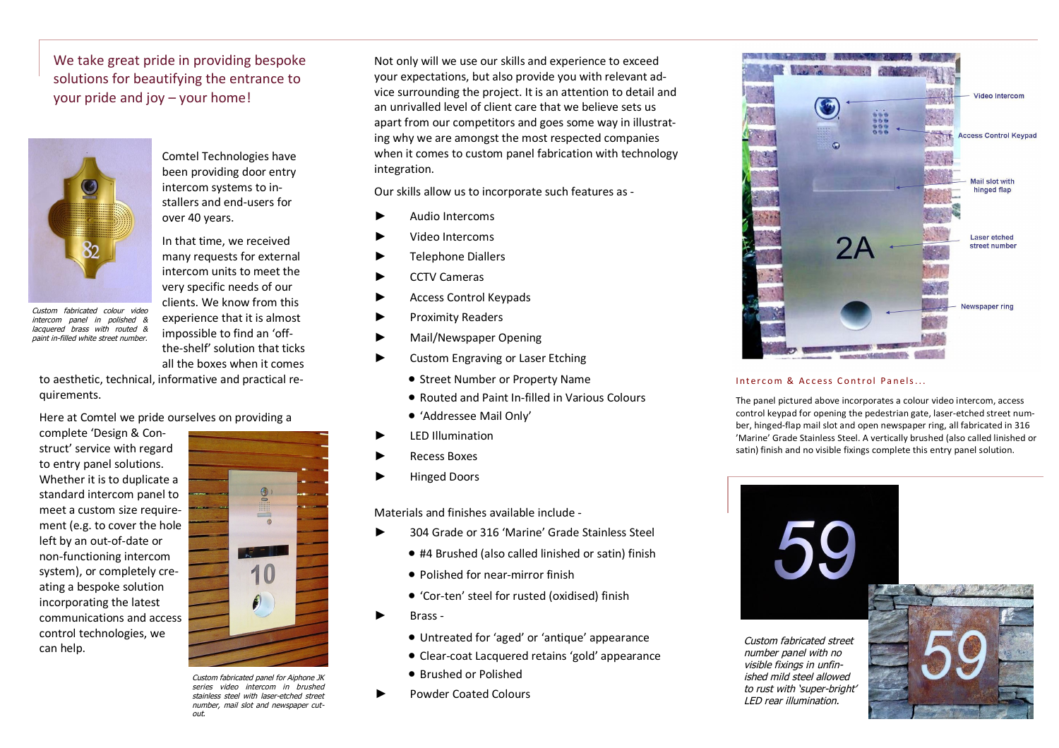## We take great pride in providing bespoke solutions for beautifying the entrance to your pride and joy – your home!

*Custom fabricated colour video intercom panel in polished & lacquered brass with routed & paint in-filled white street number.*

Comtel Technologies have been providing door entry intercom systems to installers and end-users for over 40 years.

In that time, we received many requests for external intercom units to meet the very specific needs of our clients. We know from this experience that it is almost impossible to find an 'off-the-shelf' solution that ticks all the boxes when it comes to aesthetic, technical, informative and practical requirements.

Here at Comtel we pride ourselves on providing a complete 'Design & Construct' service with regard to entry panel solutions. Whether it is to duplicate a standard intercom panel to meet a custom size requirement (e.g. to cover the hole left by an out-of-date or non-functioning intercom system), or completely creating a bespoke solution incorporating the latest communications and access control technologies, we can help.

*Custom fabricated panel for Aiphone JK series video intercom in brushed stainless steel with laser-etched street number, mail slot and newspaper cut-out.*

Not only will we use our skills and experience to exceed your expectations, but also provide you with relevant advice surrounding the project. It is an attention to detail and an unrivalled level of client care that we believe sets us apart from our competitors and goes some way in illustrating why we are amongst the most respected companies when it comes to custom panel fabrication with technology integration.

Our skills allow us to incorporate such features as -

- Audio Intercoms
- Video Intercoms
- Telephone Diallers
- CCTV Cameras
- Access Control Keypads
- Proximity Readers
- Mail/Newspaper Opening
- Custom Engraving or Laser Etching
  - Street Number or Property Name
  - Routed and Paint In-filled in Various Colours
  - 'Addressee Mail Only'
- LED Illumination
- Recess Boxes
- Hinged Doors

Materials and finishes available include -

- 304 Grade or 316 'Marine' Grade Stainless Steel
  - #4 Brushed (also called linished or satin) finish
  - Polished for near-mirror finish
  - 'Cor-ten' steel for rusted (oxidised) finish
- Brass -
  - Untreated for 'aged' or 'antique' appearance
  - Clear-coat Lacquered retains 'gold' appearance
  - Brushed or Polished
- Powder Coated Colours

Video Intercom

Access Control Keypad

Mail slot with hinged flap

Laser etched street number

Newspaper ring

### Intercom & Access Control Panels...

The panel pictured above incorporates a colour video intercom, access control keypad for opening the pedestrian gate, laser-etched street number, hinged-flap mail slot and open newspaper ring, all fabricated in 316 'Marine' Grade Stainless Steel. A vertically brushed (also called linished or satin) finish and no visible fixings complete this entry panel solution.

*Custom fabricated street number panel with no visible fixings in unfinished mild steel allowed to rust with 'super-bright' LED rear illumination.*